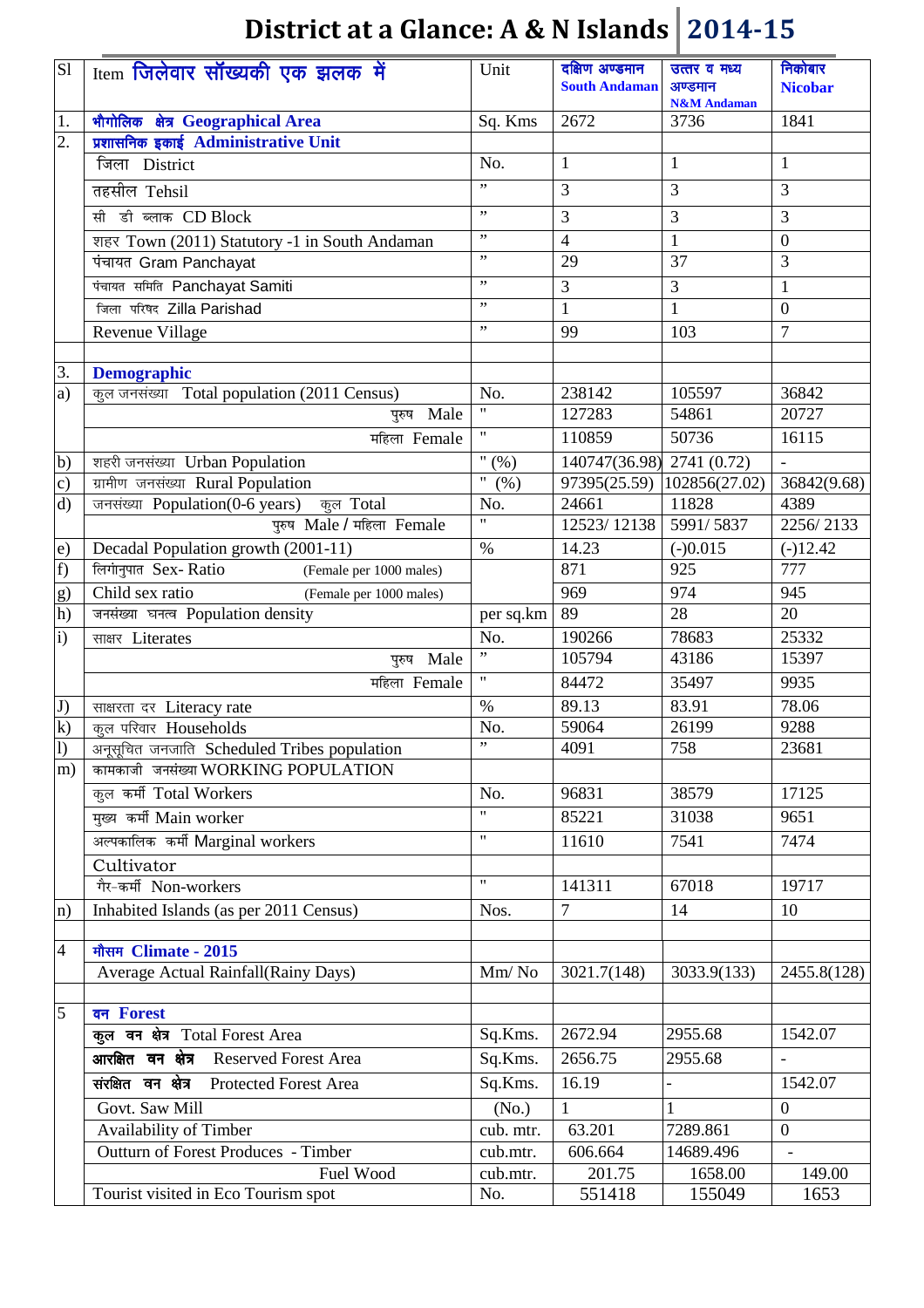# District at a Glance: A & N Islands 2014-15

| Sl | Item जिलेवार सॉख्यकी एक झलक में | Unit | दक्षिण अण्डमान South Andaman | उत्तर व मध्य अण्डमान N&M Andaman | निकोबार Nicobar |
|---|---|---|---|---|---|
| 1. | भौगोलिक क्षेत्र **Geographical Area** | Sq. Kms | 2672 | 3736 | 1841 |
| 2. | प्रशासनिक इकाई **Administrative Unit** | | | | |
| | जिला District | No. | 1 | 1 | 1 |
| | तहसील Tehsil | ” | 3 | 3 | 3 |
| | सी डी ब्लाक CD Block | ” | 3 | 3 | 3 |
| | शहर Town (2011) Statutory -1 in South Andaman | ” | 4 | 1 | 0 |
| | पंचायत Gram Panchayat | ” | 29 | 37 | 3 |
| | पंचायत समिति Panchayat Samiti | ” | 3 | 3 | 1 |
| | जिला परिषद Zilla Parishad | ” | 1 | 1 | 0 |
| | Revenue Village | ” | 99 | 103 | 7 |
| | | | | | |
| 3. | **Demographic** | | | | |
| a) | कुल जनसंख्या Total population (2011 Census) | No. | 238142 | 105597 | 36842 |
| | पुरुष Male | " | 127283 | 54861 | 20727 |
| | महिला Female | " | 110859 | 50736 | 16115 |
| b) | शहरी जनसंख्या Urban Population | " (%) | 140747(36.98) | 2741 (0.72) | - |
| c) | ग्रामीण जनसंख्या Rural Population | " (%) | 97395(25.59) | 102856(27.02) | 36842(9.68) |
| d) | जनसंख्या Population(0-6 years) कुल Total | No. | 24661 | 11828 | 4389 |
| | पुरुष Male / महिला Female | " | 12523/ 12138 | 5991/ 5837 | 2256/ 2133 |
| e) | Decadal Population growth (2001-11) | % | 14.23 | (-)0.015 | (-)12.42 |
| f) | लिंगानुपात Sex- Ratio (Female per 1000 males) | | 871 | 925 | 777 |
| g) | Child sex ratio (Female per 1000 males) | | 969 | 974 | 945 |
| h) | जनसंख्या घनत्व Population density | per sq.km | 89 | 28 | 20 |
| i) | साक्षर Literates | No. | 190266 | 78683 | 25332 |
| | पुरुष Male | ” | 105794 | 43186 | 15397 |
| | महिला Female | " | 84472 | 35497 | 9935 |
| J) | साक्षरता दर Literacy rate | % | 89.13 | 83.91 | 78.06 |
| k) | कुल परिवार Households | No. | 59064 | 26199 | 9288 |
| l) | अनूसूचित जनजाति Scheduled Tribes population | ” | 4091 | 758 | 23681 |
| m) | कामकाजी जनसंख्या WORKING POPULATION | | | | |
| | कुल कर्मी Total Workers | No. | 96831 | 38579 | 17125 |
| | मुख्य कर्मी Main worker | " | 85221 | 31038 | 9651 |
| | अल्पकालिक कर्मी Marginal workers | " | 11610 | 7541 | 7474 |
| | Cultivator | | | | |
| | गैर-कर्मी Non-workers | " | 141311 | 67018 | 19717 |
| n) | Inhabited Islands (as per 2011 Census) | Nos. | 7 | 14 | 10 |
| | | | | | |
| 4 | मौसम **Climate - 2015** | | | | |
| | Average Actual Rainfall(Rainy Days) | Mm/ No | 3021.7(148) | 3033.9(133) | 2455.8(128) |
| | | | | | |
| 5 | वन **Forest** | | | | |
| | कुल वन क्षेत्र Total Forest Area | Sq.Kms. | 2672.94 | 2955.68 | 1542.07 |
| | आरक्षित वन क्षेत्र Reserved Forest Area | Sq.Kms. | 2656.75 | 2955.68 | - |
| | संरक्षित वन क्षेत्र Protected Forest Area | Sq.Kms. | 16.19 | - | 1542.07 |
| | Govt. Saw Mill | (No.) | 1 | 1 | 0 |
| | Availability of Timber | cub. mtr. | 63.201 | 7289.861 | 0 |
| | Outturn of Forest Produces - Timber | cub.mtr. | 606.664 | 14689.496 | - |
| | Fuel Wood | cub.mtr. | 201.75 | 1658.00 | 149.00 |
| | Tourist visited in Eco Tourism spot | No. | 551418 | 155049 | 1653 |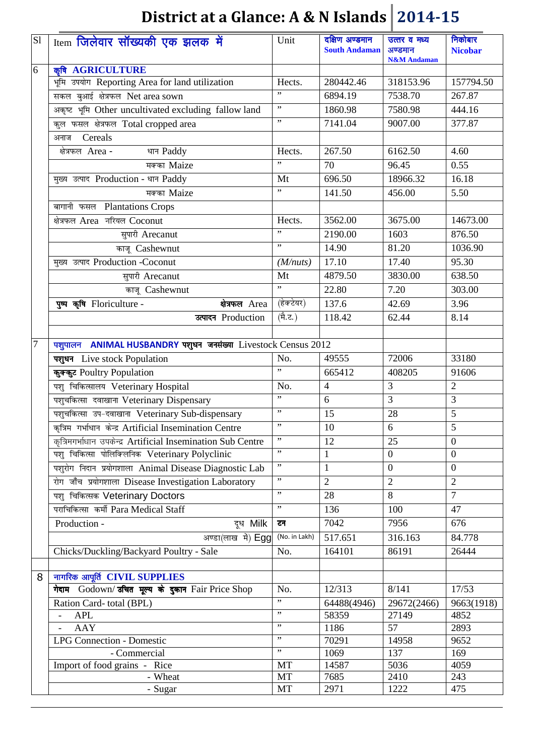# District at a Glance: A & N Islands | 2014-15

| Sl | Item जिलेवार सॉख्यकी एक झलक में | Unit | दक्षिण अण्डमान South Andaman | उत्तर व मध्य अण्डमान N&M Andaman | निकोबार Nicobar |
|---|---|---|---|---|---|
| 6 | **कृषि AGRICULTURE** | | | | |
| | भूमि उपयोग Reporting Area for land utilization | Hects. | 280442.46 | 318153.96 | 157794.50 |
| | सकल बुआई क्षेत्रफल Net area sown | ” | 6894.19 | 7538.70 | 267.87 |
| | अकृष्ट भूमि Other uncultivated excluding fallow land | ” | 1860.98 | 7580.98 | 444.16 |
| | कुल फसल क्षेत्रफल Total cropped area | ” | 7141.04 | 9007.00 | 377.87 |
| | अनाज Cereals | | | | |
| | क्षेत्रफल Area - धान Paddy | Hects. | 267.50 | 6162.50 | 4.60 |
| | मक्का Maize | ” | 70 | 96.45 | 0.55 |
| | मुख्य उत्पाद Production - धान Paddy | Mt | 696.50 | 18966.32 | 16.18 |
| | मक्का Maize | ” | 141.50 | 456.00 | 5.50 |
| | बागानी फसल Plantations Crops | | | | |
| | क्षेत्रफल Area नरियल Coconut | Hects. | 3562.00 | 3675.00 | 14673.00 |
| | सुपारी Arecanut | ” | 2190.00 | 1603 | 876.50 |
| | काजू Cashewnut | ” | 14.90 | 81.20 | 1036.90 |
| | मुख्य उत्पाद Production -Coconut | *(M/nuts)* | 17.10 | 17.40 | 95.30 |
| | सुपारी Arecanut | Mt | 4879.50 | 3830.00 | 638.50 |
| | काजू Cashewnut | ” | 22.80 | 7.20 | 303.00 |
| | **पुष्प कृषि** Floriculture - **क्षेत्रफल** Area | (हेक्टेयर) | 137.6 | 42.69 | 3.96 |
| | **उत्पादन** Production | (मै.ट.) | 118.42 | 62.44 | 8.14 |
| | | | | | |
| 7 | पशुपालन **ANIMAL HUSBANDRY पशुधन जनसंख्या** Livestock Census 2012 | | | | |
| | **पशुधन** Live stock Population | No. | 49555 | 72006 | 33180 |
| | **कुक्कुट** Poultry Population | ” | 665412 | 408205 | 91606 |
| | पशु चिकित्सालय Veterinary Hospital | No. | 4 | 3 | 2 |
| | पशुचिकित्सा दवाखाना Veterinary Dispensary | ” | 6 | 3 | 3 |
| | पशुचिकित्सा उप-दवाखाना Veterinary Sub-dispensary | ” | 15 | 28 | 5 |
| | कृत्रिम गर्भाधान केन्द्र Artificial Insemination Centre | ” | 10 | 6 | 5 |
| | कृत्रिमगर्भाधान उपकेन्द्र Artificial Insemination Sub Centre | ” | 12 | 25 | 0 |
| | पशु चिकित्सा पोलिक्लिनिक Veterinary Polyclinic | ” | 1 | 0 | 0 |
| | पशुरोग निदान प्रयोगशाला Animal Disease Diagnostic Lab | ” | 1 | 0 | 0 |
| | रोग जाँच प्रयोगशाला Disease Investigation Laboratory | ” | 2 | 2 | 2 |
| | पशु चिकित्सक Veterinary Doctors | ” | 28 | 8 | 7 |
| | पराचिकित्सा कर्मी Para Medical Staff | ” | 136 | 100 | 47 |
| | Production - दूध Milk | टन | 7042 | 7956 | 676 |
| | अण्डा(लाख में) Egg | (No. in Lakh) | 517.651 | 316.163 | 84.778 |
| | Chicks/Duckling/Backyard Poultry - Sale | No. | 164101 | 86191 | 26444 |
| | | | | | |
| 8 | नागरिक आपूर्ति **CIVIL SUPPLIES** | | | | |
| | **गेदाम** Godown/ **उचित मूल्य के दुकान** Fair Price Shop | No. | 12/313 | 8/141 | 17/53 |
| | Ration Card- total (BPL) | ” | 64488(4946) | 29672(2466) | 9663(1918) |
| | - APL | ” | 58359 | 27149 | 4852 |
| | - AAY | ” | 1186 | 57 | 2893 |
| | LPG Connection - Domestic | ” | 70291 | 14958 | 9652 |
| | - Commercial | ” | 1069 | 137 | 169 |
| | Import of food grains - Rice | MT | 14587 | 5036 | 4059 |
| | - Wheat | MT | 7685 | 2410 | 243 |
| | - Sugar | MT | 2971 | 1222 | 475 |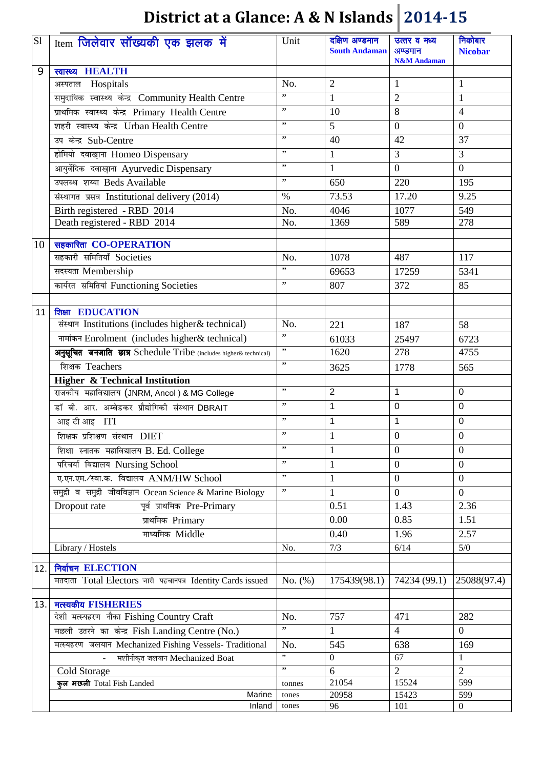# District at a Glance: A & N Islands 2014-15

| Sl | Item जिलेवार सॉख्यकी एक झलक में | Unit | दक्षिण अण्डमान South Andaman | उत्तर व मध्य अण्डमान N&M Andaman | निकोबार Nicobar |
|---|---|---|---|---|---|
| 9 | स्वास्थ्य **HEALTH** | | | | |
| | अस्पताल Hospitals | No. | 2 | 1 | 1 |
| | समुदायिक स्वास्थ्य केन्द्र Community Health Centre | " | 1 | 2 | 1 |
| | प्राथमिक स्वास्थ्य केन्द्र Primary Health Centre | " | 10 | 8 | 4 |
| | शहरी स्वास्थ्य केन्द्र Urban Health Centre | " | 5 | 0 | 0 |
| | उप केन्द्र Sub-Centre | " | 40 | 42 | 37 |
| | होमियो दवाख़ाना Homeo Dispensary | " | 1 | 3 | 3 |
| | आयुर्वेदिक दवाख़ाना Ayurvedic Dispensary | " | 1 | 0 | 0 |
| | उपलब्ध शय्या Beds Available | " | 650 | 220 | 195 |
| | संस्थागत प्रसव Institutional delivery (2014) | % | 73.53 | 17.20 | 9.25 |
| | Birth registered - RBD 2014 | No. | 4046 | 1077 | 549 |
| | Death registered - RBD 2014 | No. | 1369 | 589 | 278 |
| | | | | | |
| 10 | सहकारिता **CO-OPERATION** | | | | |
| | सहकारी समितियाँ Societies | No. | 1078 | 487 | 117 |
| | सदस्यता Membership | " | 69653 | 17259 | 5341 |
| | कार्यरत समितियां Functioning Societies | " | 807 | 372 | 85 |
| | | | | | |
| 11 | शिक्षा **EDUCATION** | | | | |
| | संस्थान Institutions (includes higher& technical) | No. | 221 | 187 | 58 |
| | नामांकन Enrolment (includes higher& technical) | " | 61033 | 25497 | 6723 |
| | **अनुसूचित जनजाति छात्र** Schedule Tribe (includes higher& technical) | " | 1620 | 278 | 4755 |
| | शिक्षक Teachers | " | 3625 | 1778 | 565 |
| | **Higher & Technical Institution** | | | | |
| | राजकीय महाविद्यालय (JNRM, Ancol ) & MG College | " | 2 | 1 | 0 |
| | डॉ बी. आर. अम्बेडकर प्रौद्योगिकी संस्थान DBRAIT | " | 1 | 0 | 0 |
| | आइ टी आइ ITI | " | 1 | 1 | 0 |
| | शिक्षक प्रशिक्षण संस्थान DIET | " | 1 | 0 | 0 |
| | शिक्षा स्नातक महाविद्यालय B. Ed. College | " | 1 | 0 | 0 |
| | परिचर्या विद्यालय Nursing School | " | 1 | 0 | 0 |
| | ए.एन.एम./स्वा.क. विद्यालय ANM/HW School | " | 1 | 0 | 0 |
| | समुद्री व समुद्री जीवविज्ञान Ocean Science & Marine Biology | " | 1 | 0 | 0 |
| | Dropout rate पूर्व प्राथमिक Pre-Primary | | 0.51 | 1.43 | 2.36 |
| | प्राथमिक Primary | | 0.00 | 0.85 | 1.51 |
| | माध्यमिक Middle | | 0.40 | 1.96 | 2.57 |
| | Library / Hostels | No. | 7/3 | 6/14 | 5/0 |
| | | | | | |
| 12. | निर्वाचन **ELECTION** | | | | |
| | मतदाता Total Electors जारी पहचानपत्र Identity Cards issued | No. (%) | 175439(98.1) | 74234 (99.1) | 25088(97.4) |
| | | | | | |
| 13. | मत्स्यकीय **FISHERIES** | | | | |
| | देशी मत्स्यहरण नौका Fishing Country Craft | No. | 757 | 471 | 282 |
| | मछली उतरने का केन्द्र Fish Landing Centre (No.) | " | 1 | 4 | 0 |
| | मत्स्यहरण जलयान Mechanized Fishing Vessels- Traditional | No. | 545 | 638 | 169 |
| | - मशीनीकृत जलयान Mechanized Boat | " | 0 | 67 | 1 |
| | Cold Storage | " | 6 | 2 | 2 |
| | **कुल मछली** Total Fish Landed | tonnes | 21054 | 15524 | 599 |
| | Marine | tones | 20958 | 15423 | 599 |
| | Inland | tones | 96 | 101 | 0 |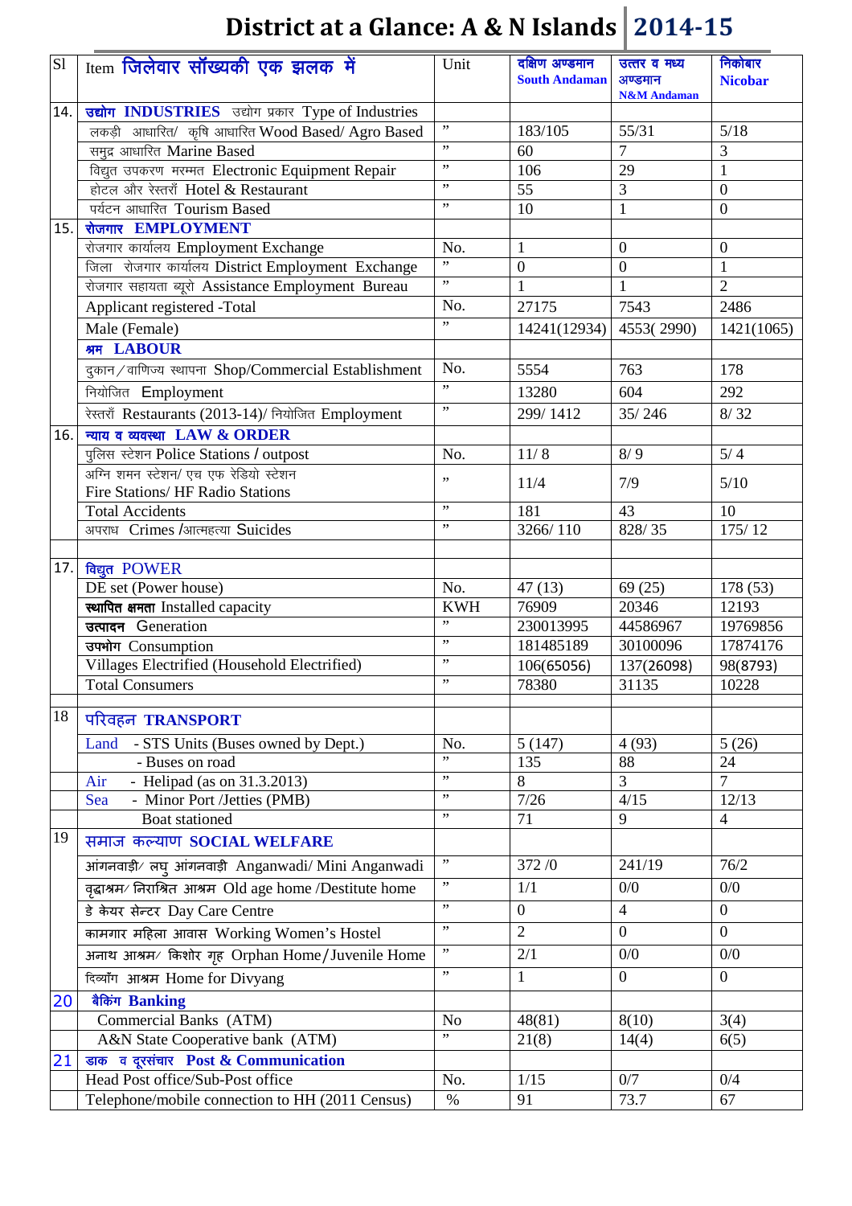# District at a Glance: A & N Islands 2014-15

| Sl | Item जिलेवार सॉंख्यकी एक झलक में | Unit | दक्षिण अण्डमान South Andaman | उत्तर व मध्य अण्डमान N&M Andaman | निकोबार Nicobar |
|---|---|---|---|---|---|
| 14. | **उद्योग INDUSTRIES** उद्योग प्रकार Type of Industries | | | | |
| | लकड़ी आधारित/ कृषि आधारित Wood Based/ Agro Based | ” | 183/105 | 55/31 | 5/18 |
| | समुद्र आधारित Marine Based | ” | 60 | 7 | 3 |
| | विद्युत उपकरण मरम्मत Electronic Equipment Repair | ” | 106 | 29 | 1 |
| | होटल और रेस्तराँ Hotel & Restaurant | ” | 55 | 3 | 0 |
| | पर्यटन आधारित Tourism Based | ” | 10 | 1 | 0 |
| 15. | **रोजगार EMPLOYMENT** | | | | |
| | रोजगार कार्यालय Employment Exchange | No. | 1 | 0 | 0 |
| | जिला रोजगार कार्यालय District Employment Exchange | ” | 0 | 0 | 1 |
| | रोजगार सहायता ब्यूरो Assistance Employment Bureau | ” | 1 | 1 | 2 |
| | Applicant registered -Total | No. | 27175 | 7543 | 2486 |
| | Male (Female) | ” | 14241(12934) | 4553( 2990) | 1421(1065) |
| | **श्रम LABOUR** | | | | |
| | दुकान / वाणिज्य स्थापना Shop/Commercial Establishment | No. | 5554 | 763 | 178 |
| | नियोजित Employment | ” | 13280 | 604 | 292 |
| | रेस्तराँ Restaurants (2013-14)/ नियोजित Employment | ” | 299/ 1412 | 35/ 246 | 8/ 32 |
| 16. | **न्याय व व्यवस्था LAW & ORDER** | | | | |
| | पुलिस स्टेशन Police Stations / outpost | No. | 11/ 8 | 8/ 9 | 5/ 4 |
| | अग्नि शमन स्टेशन/ एच एफ रेडियो स्टेशन Fire Stations/ HF Radio Stations | ” | 11/4 | 7/9 | 5/10 |
| | Total Accidents | ” | 181 | 43 | 10 |
| | अपराध Crimes /आत्महत्या Suicides | ” | 3266/ 110 | 828/ 35 | 175/ 12 |
| | | | | | |
| 17. | विद्युत POWER | | | | |
| | DE set (Power house) | No. | 47 (13) | 69 (25) | 178 (53) |
| | **स्थापित क्षमता** Installed capacity | KWH | 76909 | 20346 | 12193 |
| | **उत्पादन** Generation | ” | 230013995 | 44586967 | 19769856 |
| | **उपभोग** Consumption | ” | 181485189 | 30100096 | 17874176 |
| | Villages Electrified (Household Electrified) | ” | 106(65056) | 137(26098) | 98(8793) |
| | Total Consumers | ” | 78380 | 31135 | 10228 |
| | | | | | |
| 18 | परिवहन **TRANSPORT** | | | | |
| | Land - STS Units (Buses owned by Dept.) | No. | 5 (147) | 4 (93) | 5 (26) |
| | - Buses on road | ” | 135 | 88 | 24 |
| | Air - Helipad (as on 31.3.2013) | ” | 8 | 3 | 7 |
| | Sea - Minor Port /Jetties (PMB) | ” | 7/26 | 4/15 | 12/13 |
| | Boat stationed | ” | 71 | 9 | 4 |
| 19 | समाज कल्याण **SOCIAL WELFARE** | | | | |
| | आंगनवाड़ी/ लघु आंगनवाड़ी Anganwadi/ Mini Anganwadi | ” | 372 /0 | 241/19 | 76/2 |
| | वृद्धाश्रम/ निराश्रित आश्रम Old age home /Destitute home | ” | 1/1 | 0/0 | 0/0 |
| | डे केयर सेन्टर Day Care Centre | ” | 0 | 4 | 0 |
| | कामगार महिला आवास Working Women's Hostel | ” | 2 | 0 | 0 |
| | अनाथ आश्रम/ किशोर गृह Orphan Home/Juvenile Home | ” | 2/1 | 0/0 | 0/0 |
| | दिव्याँग आश्रम Home for Divyang | ” | 1 | 0 | 0 |
| 20 | **बैंकिंग Banking** | | | | |
| | Commercial Banks (ATM) | No | 48(81) | 8(10) | 3(4) |
| | A&N State Cooperative bank (ATM) | ” | 21(8) | 14(4) | 6(5) |
| 21 | **डाक व दूरसंचार Post & Communication** | | | | |
| | Head Post office/Sub-Post office | No. | 1/15 | 0/7 | 0/4 |
| | Telephone/mobile connection to HH (2011 Census) | % | 91 | 73.7 | 67 |